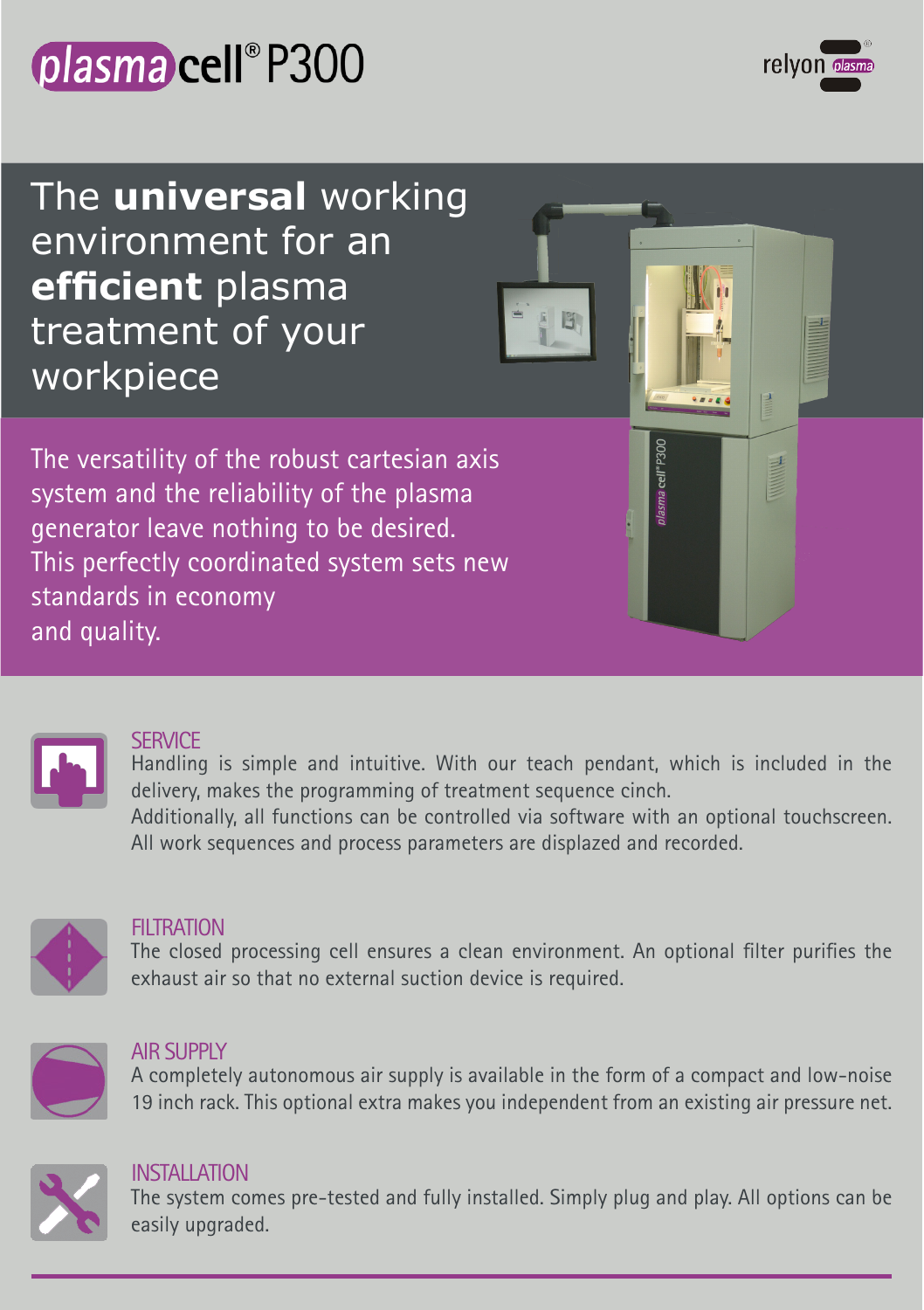# plasma cell® P300

relyon plasma

## The **universal** working environment for an **efficient** plasma treatment of your workpiece

The versatility of the robust cartesian axis system and the reliability of the plasma generator leave nothing to be desired. This perfectly coordinated system sets new standards in economy and quality.

### SERVICE

Handling is simple and intuitive. With our teach pendant, which is included in the delivery, makes the programming of treatment sequence cinch.
Additionally, all functions can be controlled via software with an optional touchscreen. All work sequences and process parameters are displazed and recorded.

### FILTRATION

The closed processing cell ensures a clean environment. An optional filter purifies the exhaust air so that no external suction device is required.

### AIR SUPPLY

A completely autonomous air supply is available in the form of a compact and low-noise 19 inch rack. This optional extra makes you independent from an existing air pressure net.

### INSTALLATION

The system comes pre-tested and fully installed. Simply plug and play. All options can be easily upgraded.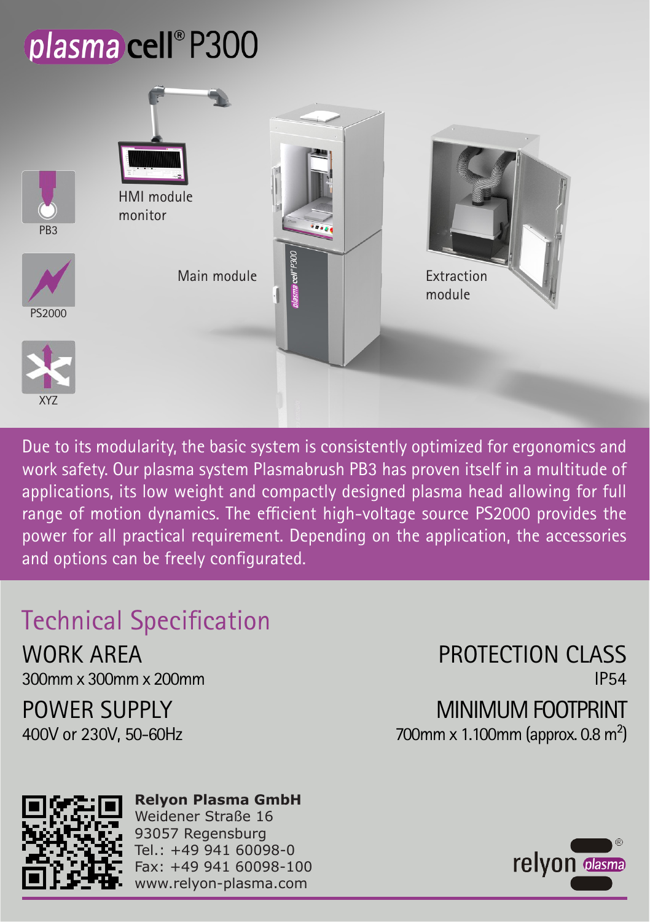# plasmacell® P300

PB3

PS2000

XYZ

HMI module monitor

Main module

Extraction module

Due to its modularity, the basic system is consistently optimized for ergonomics and work safety. Our plasma system Plasmabrush PB3 has proven itself in a multitude of applications, its low weight and compactly designed plasma head allowing for full range of motion dynamics. The efficient high-voltage source PS2000 provides the power for all practical requirement. Depending on the application, the accessories and options can be freely configurated.

## Technical Specification

### WORK AREA

300mm x 300mm x 200mm

### POWER SUPPLY

400V or 230V, 50-60Hz

### PROTECTION CLASS

IP54

### MINIMUM FOOTPRINT

700mm x 1.100mm (approx. 0.8 $m^2$)

**Relyon Plasma GmbH**
Weidener Straße 16
93057 Regensburg
Tel.: +49 941 60098-0
Fax: +49 941 60098-100
www.relyon-plasma.com

relyon plasma®